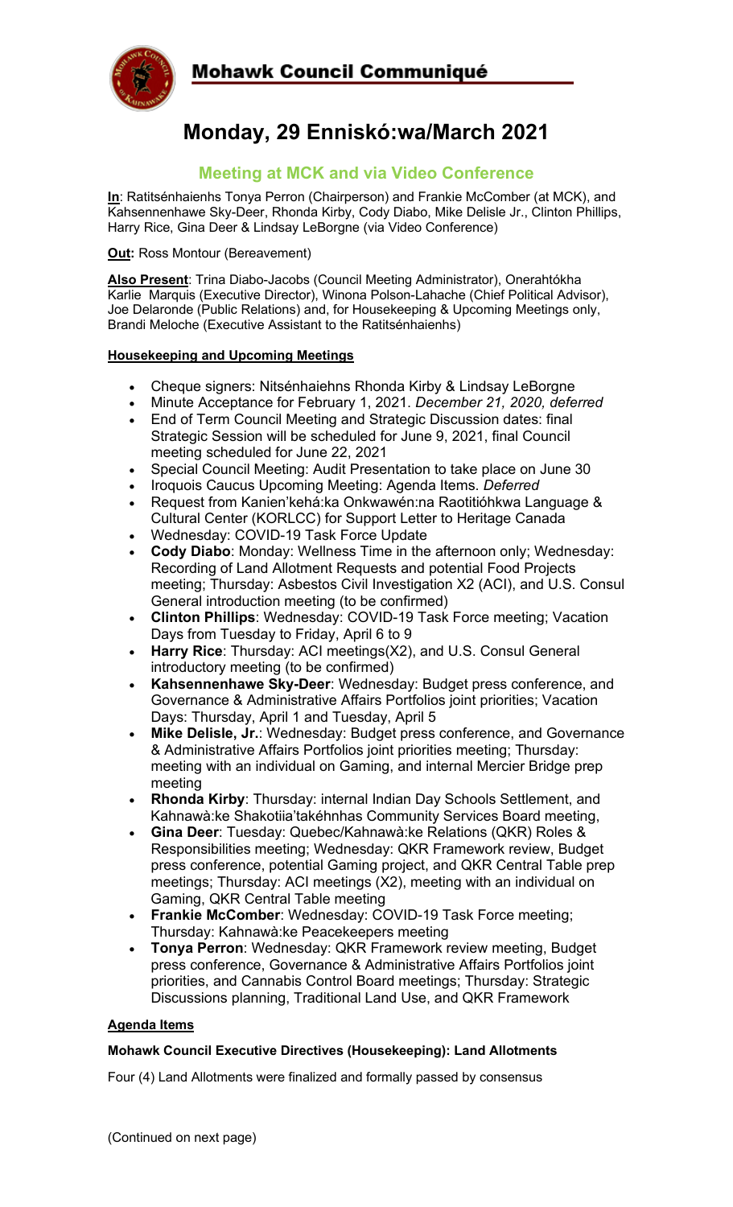## Mohawk Council Communiqué

# Monday, 29 Enniskó:wa/March 2021

### Meeting at MCK and via Video Conference

**In**: Ratitsénhaienhs Tonya Perron (Chairperson) and Frankie McComber (at MCK), and Kahsennenhawe Sky-Deer, Rhonda Kirby, Cody Diabo, Mike Delisle Jr., Clinton Phillips, Harry Rice, Gina Deer & Lindsay LeBorgne (via Video Conference)

**Out:** Ross Montour (Bereavement)

**Also Present**: Trina Diabo-Jacobs (Council Meeting Administrator), Onerahtókha Karlie Marquis (Executive Director), Winona Polson-Lahache (Chief Political Advisor), Joe Delaronde (Public Relations) and, for Housekeeping & Upcoming Meetings only, Brandi Meloche (Executive Assistant to the Ratitsénhaienhs)

**Housekeeping and Upcoming Meetings**

- Cheque signers: Nitsénhaiehns Rhonda Kirby & Lindsay LeBorgne
- Minute Acceptance for February 1, 2021. *December 21, 2020, deferred*
- End of Term Council Meeting and Strategic Discussion dates: final Strategic Session will be scheduled for June 9, 2021, final Council meeting scheduled for June 22, 2021
- Special Council Meeting: Audit Presentation to take place on June 30
- Iroquois Caucus Upcoming Meeting: Agenda Items. *Deferred*
- Request from Kanien'kehá:ka Onkwawén:na Raotitióhkwa Language & Cultural Center (KORLCC) for Support Letter to Heritage Canada
- Wednesday: COVID-19 Task Force Update
- **Cody Diabo**: Monday: Wellness Time in the afternoon only; Wednesday: Recording of Land Allotment Requests and potential Food Projects meeting; Thursday: Asbestos Civil Investigation X2 (ACI), and U.S. Consul General introduction meeting (to be confirmed)
- **Clinton Phillips**: Wednesday: COVID-19 Task Force meeting; Vacation Days from Tuesday to Friday, April 6 to 9
- **Harry Rice**: Thursday: ACI meetings(X2), and U.S. Consul General introductory meeting (to be confirmed)
- **Kahsennenhawe Sky-Deer**: Wednesday: Budget press conference, and Governance & Administrative Affairs Portfolios joint priorities; Vacation Days: Thursday, April 1 and Tuesday, April 5
- **Mike Delisle, Jr.**: Wednesday: Budget press conference, and Governance & Administrative Affairs Portfolios joint priorities meeting; Thursday: meeting with an individual on Gaming, and internal Mercier Bridge prep meeting
- **Rhonda Kirby**: Thursday: internal Indian Day Schools Settlement, and Kahnawà:ke Shakotiia'takéhnhas Community Services Board meeting,
- **Gina Deer**: Tuesday: Quebec/Kahnawà:ke Relations (QKR) Roles & Responsibilities meeting; Wednesday: QKR Framework review, Budget press conference, potential Gaming project, and QKR Central Table prep meetings; Thursday: ACI meetings (X2), meeting with an individual on Gaming, QKR Central Table meeting
- **Frankie McComber**: Wednesday: COVID-19 Task Force meeting; Thursday: Kahnawà:ke Peacekeepers meeting
- **Tonya Perron**: Wednesday: QKR Framework review meeting, Budget press conference, Governance & Administrative Affairs Portfolios joint priorities, and Cannabis Control Board meetings; Thursday: Strategic Discussions planning, Traditional Land Use, and QKR Framework

**Agenda Items**

**Mohawk Council Executive Directives (Housekeeping): Land Allotments**

Four (4) Land Allotments were finalized and formally passed by consensus

(Continued on next page)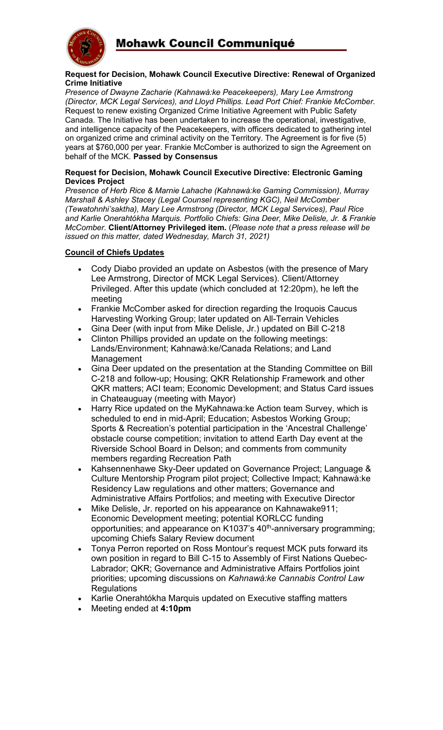**Request for Decision, Mohawk Council Executive Directive: Renewal of Organized Crime Initiative**

*Presence of Dwayne Zacharie (Kahnawà:ke Peacekeepers), Mary Lee Armstrong (Director, MCK Legal Services), and Lloyd Phillips. Lead Port Chief: Frankie McComber.* Request to renew existing Organized Crime Initiative Agreement with Public Safety Canada. The Initiative has been undertaken to increase the operational, investigative, and intelligence capacity of the Peacekeepers, with officers dedicated to gathering intel on organized crime and criminal activity on the Territory. The Agreement is for five (5) years at $760,000 per year. Frankie McComber is authorized to sign the Agreement on behalf of the MCK. **Passed by Consensus**

**Request for Decision, Mohawk Council Executive Directive: Electronic Gaming Devices Project**

*Presence of Herb Rice & Marnie Lahache (Kahnawà:ke Gaming Commission), Murray Marshall & Ashley Stacey (Legal Counsel representing KGC), Neil McComber (Tewatohnhi'saktha), Mary Lee Armstrong (Director, MCK Legal Services), Paul Rice and Karlie Onerahtókha Marquis. Portfolio Chiefs: Gina Deer, Mike Delisle, Jr. & Frankie McComber.* **Client/Attorney Privileged item.** (*Please note that a press release will be issued on this matter, dated Wednesday, March 31, 2021)*

**Council of Chiefs Updates**

- Cody Diabo provided an update on Asbestos (with the presence of Mary Lee Armstrong, Director of MCK Legal Services). Client/Attorney Privileged. After this update (which concluded at 12:20pm), he left the meeting
- Frankie McComber asked for direction regarding the Iroquois Caucus Harvesting Working Group; later updated on All-Terrain Vehicles
- Gina Deer (with input from Mike Delisle, Jr.) updated on Bill C-218
- Clinton Phillips provided an update on the following meetings: Lands/Environment; Kahnawà:ke/Canada Relations; and Land Management
- Gina Deer updated on the presentation at the Standing Committee on Bill C-218 and follow-up; Housing; QKR Relationship Framework and other QKR matters; ACI team; Economic Development; and Status Card issues in Chateauguay (meeting with Mayor)
- Harry Rice updated on the MyKahnawa:ke Action team Survey, which is scheduled to end in mid-April; Education; Asbestos Working Group; Sports & Recreation's potential participation in the 'Ancestral Challenge' obstacle course competition; invitation to attend Earth Day event at the Riverside School Board in Delson; and comments from community members regarding Recreation Path
- Kahsennenhawe Sky-Deer updated on Governance Project; Language & Culture Mentorship Program pilot project; Collective Impact; Kahnawà:ke Residency Law regulations and other matters; Governance and Administrative Affairs Portfolios; and meeting with Executive Director
- Mike Delisle, Jr. reported on his appearance on Kahnawake911; Economic Development meeting; potential KORLCC funding opportunities; and appearance on K1037's 40th-anniversary programming; upcoming Chiefs Salary Review document
- Tonya Perron reported on Ross Montour's request MCK puts forward its own position in regard to Bill C-15 to Assembly of First Nations Quebec-Labrador; QKR; Governance and Administrative Affairs Portfolios joint priorities; upcoming discussions on *Kahnawà:ke Cannabis Control Law* Regulations
- Karlie Onerahtókha Marquis updated on Executive staffing matters
- Meeting ended at **4:10pm**